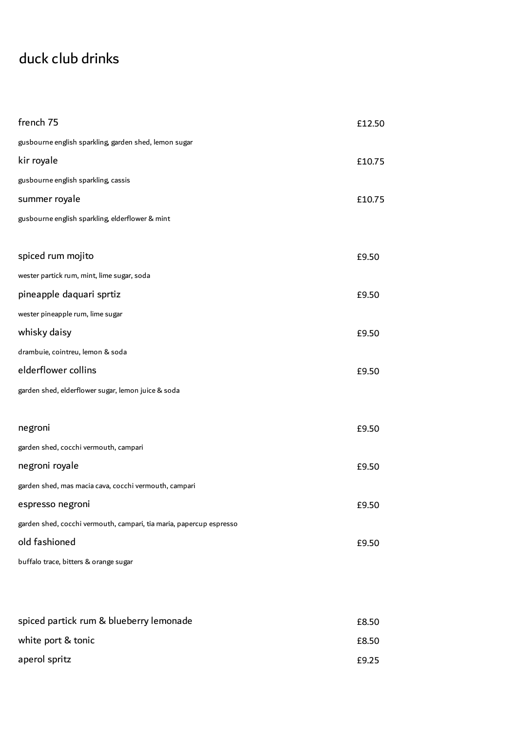# duck club drinks

| | |
|---|---|
| french 75 | £12.50 |
| gusbourne english sparkling, garden shed, lemon sugar | |
| kir royale | £10.75 |
| gusbourne english sparkling, cassis | |
| summer royale | £10.75 |
| gusbourne english sparkling, elderflower & mint | |

| | |
|---|---|
| spiced rum mojito | £9.50 |
| wester partick rum, mint, lime sugar, soda | |
| pineapple daquari sprtiz | £9.50 |
| wester pineapple rum, lime sugar | |
| whisky daisy | £9.50 |
| drambuie, cointreu, lemon & soda | |
| elderflower collins | £9.50 |
| garden shed, elderflower sugar, lemon juice & soda | |

| | |
|---|---|
| negroni | £9.50 |
| garden shed, cocchi vermouth, campari | |
| negroni royale | £9.50 |
| garden shed, mas macia cava, cocchi vermouth, campari | |
| espresso negroni | £9.50 |
| garden shed, cocchi vermouth, campari, tia maria, papercup espresso | |
| old fashioned | £9.50 |
| buffalo trace, bitters & orange sugar | |

| | |
|---|---|
| spiced partick rum & blueberry lemonade | £8.50 |
| white port & tonic | £8.50 |
| aperol spritz | £9.25 |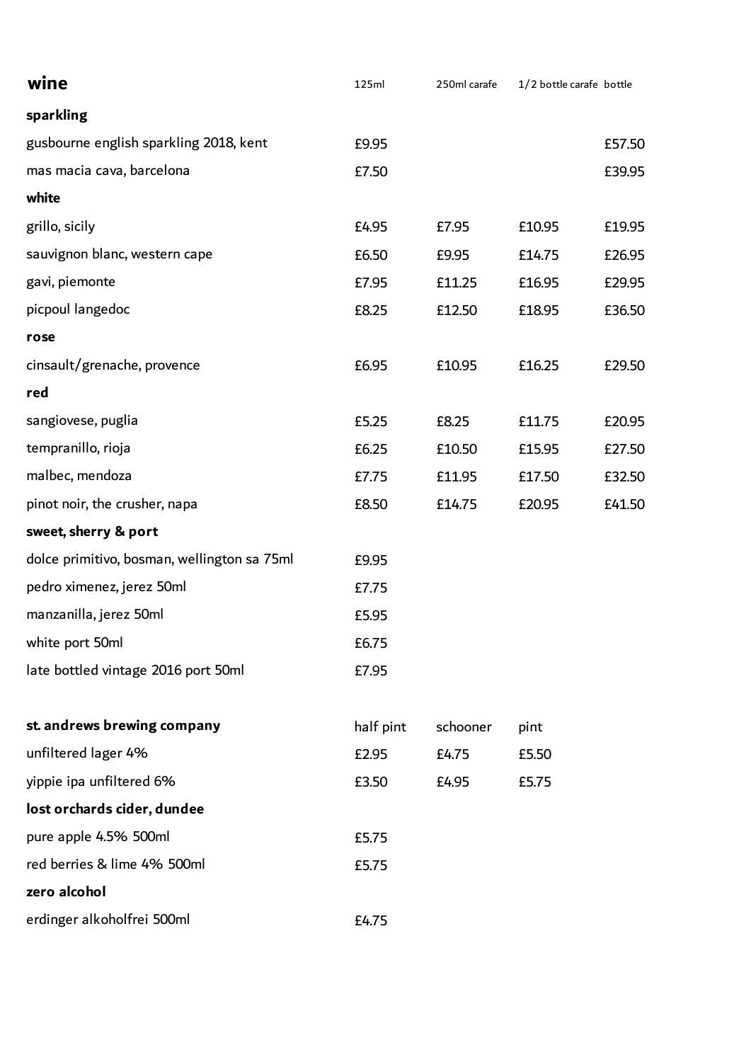| wine | 125ml | 250ml carafe | 1/2 bottle carafe | bottle |
|---|---|---|---|---|
| **sparkling** | | | | |
| gusbourne english sparkling 2018, kent | £9.95 | | | £57.50 |
| mas macia cava, barcelona | £7.50 | | | £39.95 |
| **white** | | | | |
| grillo, sicily | £4.95 | £7.95 | £10.95 | £19.95 |
| sauvignon blanc, western cape | £6.50 | £9.95 | £14.75 | £26.95 |
| gavi, piemonte | £7.95 | £11.25 | £16.95 | £29.95 |
| picpoul langedoc | £8.25 | £12.50 | £18.95 | £36.50 |
| **rose** | | | | |
| cinsault/grenache, provence | £6.95 | £10.95 | £16.25 | £29.50 |
| **red** | | | | |
| sangiovese, puglia | £5.25 | £8.25 | £11.75 | £20.95 |
| tempranillo, rioja | £6.25 | £10.50 | £15.95 | £27.50 |
| malbec, mendoza | £7.75 | £11.95 | £17.50 | £32.50 |
| pinot noir, the crusher, napa | £8.50 | £14.75 | £20.95 | £41.50 |
| **sweet, sherry & port** | | | | |
| dolce primitivo, bosman, wellington sa 75ml | £9.95 | | | |
| pedro ximenez, jerez 50ml | £7.75 | | | |
| manzanilla, jerez 50ml | £5.95 | | | |
| white port 50ml | £6.75 | | | |
| late bottled vintage 2016 port 50ml | £7.95 | | | |

| st. andrews brewing company | half pint | schooner | pint |
|---|---|---|---|
| unfiltered lager 4% | £2.95 | £4.75 | £5.50 |
| yippie ipa unfiltered 6% | £3.50 | £4.95 | £5.75 |
| **lost orchards cider, dundee** | | | |
| pure apple 4.5% 500ml | £5.75 | | |
| red berries & lime 4% 500ml | £5.75 | | |
| **zero alcohol** | | | |
| erdinger alkoholfrei 500ml | £4.75 | | |